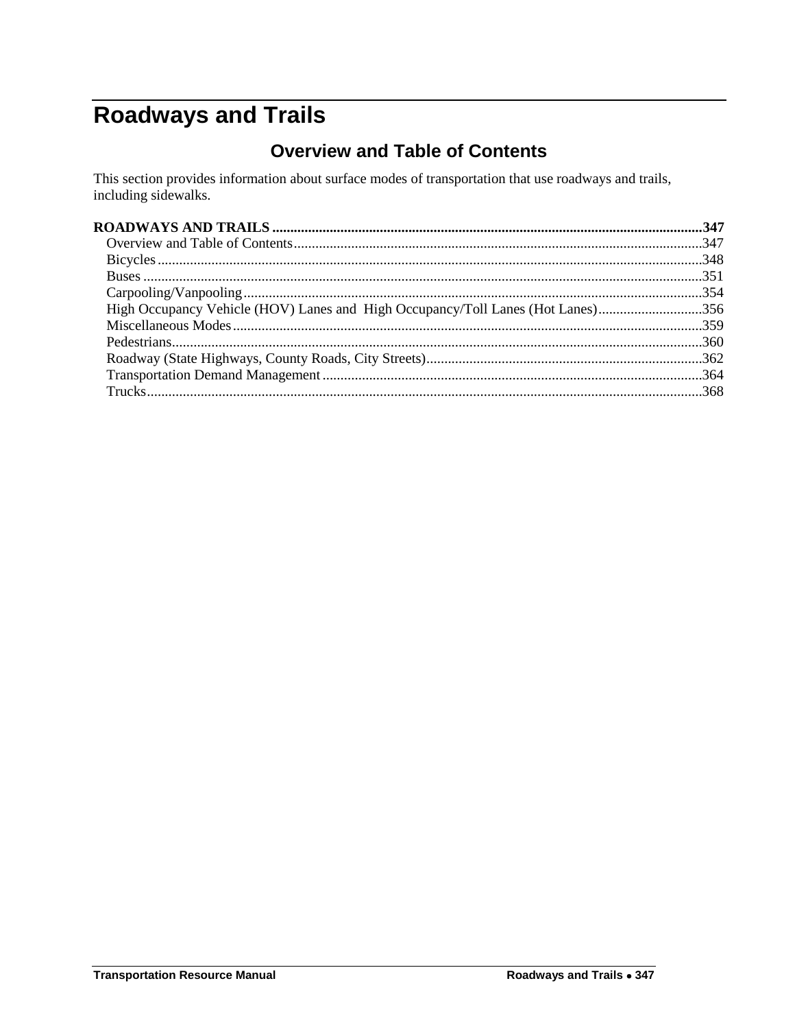# Roadways and Trails

## Overview and Table of Contents

This section provides information about surface modes of transportation that use roadways and trails, including sidewalks.

**ROADWAYS AND TRAILS ........................................................................................................................347**

- Overview and Table of Contents.................................................................................................................347
- Bicycles......................................................................................................................................................348
- Buses ..........................................................................................................................................................351
- Carpooling/Vanpooling...............................................................................................................................354
- High Occupancy Vehicle (HOV) Lanes and High Occupancy/Toll Lanes (Hot Lanes)............................356
- Miscellaneous Modes..................................................................................................................................359
- Pedestrians..................................................................................................................................................360
- Roadway (State Highways, County Roads, City Streets)............................................................................362
- Transportation Demand Management........................................................................................................364
- Trucks.........................................................................................................................................................368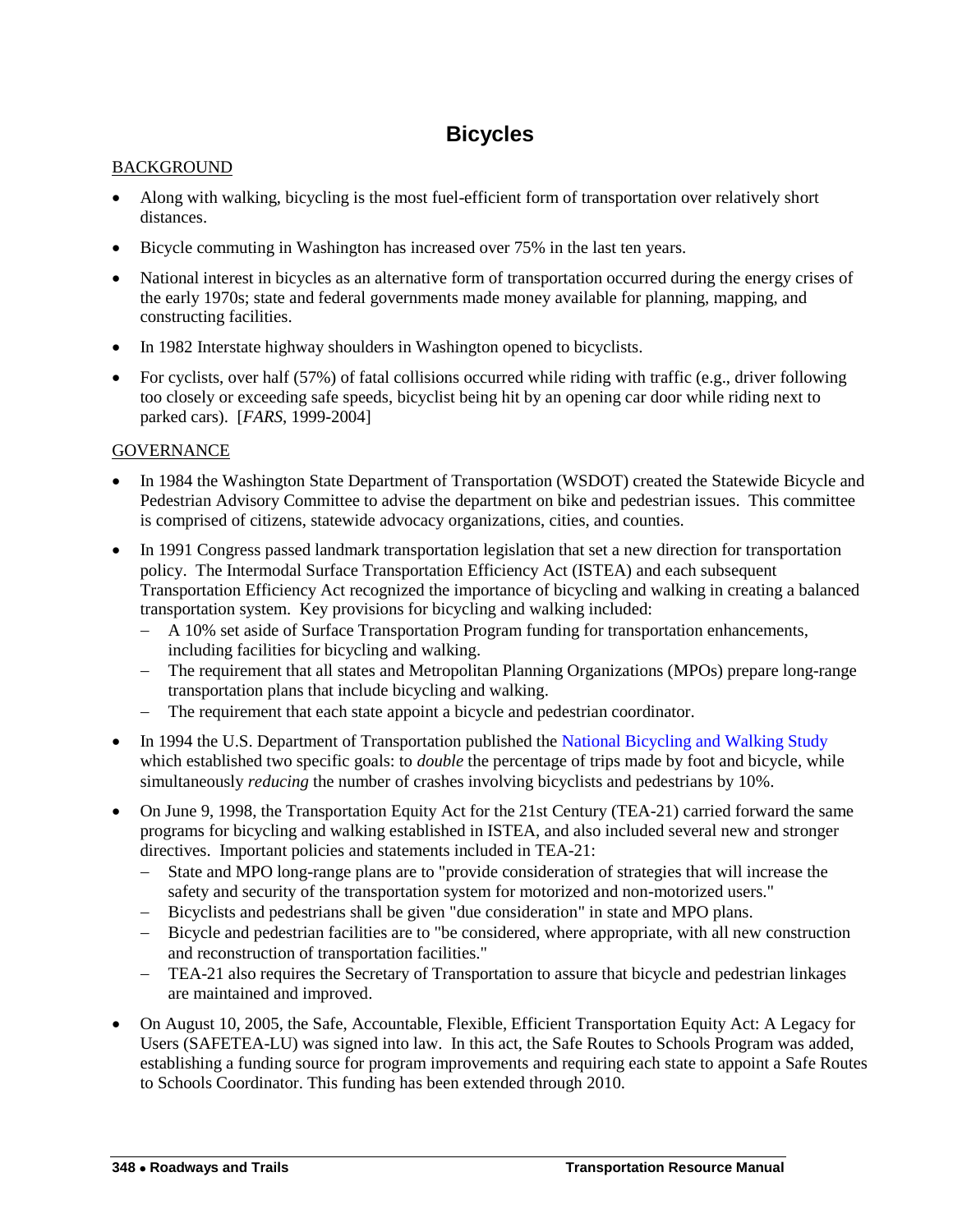# Bicycles

BACKGROUND

- Along with walking, bicycling is the most fuel-efficient form of transportation over relatively short distances.
- Bicycle commuting in Washington has increased over 75% in the last ten years.
- National interest in bicycles as an alternative form of transportation occurred during the energy crises of the early 1970s; state and federal governments made money available for planning, mapping, and constructing facilities.
- In 1982 Interstate highway shoulders in Washington opened to bicyclists.
- For cyclists, over half (57%) of fatal collisions occurred while riding with traffic (e.g., driver following too closely or exceeding safe speeds, bicyclist being hit by an opening car door while riding next to parked cars). [*FARS*, 1999-2004]

GOVERNANCE

- In 1984 the Washington State Department of Transportation (WSDOT) created the Statewide Bicycle and Pedestrian Advisory Committee to advise the department on bike and pedestrian issues. This committee is comprised of citizens, statewide advocacy organizations, cities, and counties.
- In 1991 Congress passed landmark transportation legislation that set a new direction for transportation policy. The Intermodal Surface Transportation Efficiency Act (ISTEA) and each subsequent Transportation Efficiency Act recognized the importance of bicycling and walking in creating a balanced transportation system. Key provisions for bicycling and walking included:
  - A 10% set aside of Surface Transportation Program funding for transportation enhancements, including facilities for bicycling and walking.
  - The requirement that all states and Metropolitan Planning Organizations (MPOs) prepare long-range transportation plans that include bicycling and walking.
  - The requirement that each state appoint a bicycle and pedestrian coordinator.
- In 1994 the U.S. Department of Transportation published the National Bicycling and Walking Study which established two specific goals: to *double* the percentage of trips made by foot and bicycle, while simultaneously *reducing* the number of crashes involving bicyclists and pedestrians by 10%.
- On June 9, 1998, the Transportation Equity Act for the 21st Century (TEA-21) carried forward the same programs for bicycling and walking established in ISTEA, and also included several new and stronger directives. Important policies and statements included in TEA-21:
  - State and MPO long-range plans are to "provide consideration of strategies that will increase the safety and security of the transportation system for motorized and non-motorized users."
  - Bicyclists and pedestrians shall be given "due consideration" in state and MPO plans.
  - Bicycle and pedestrian facilities are to "be considered, where appropriate, with all new construction and reconstruction of transportation facilities."
  - TEA-21 also requires the Secretary of Transportation to assure that bicycle and pedestrian linkages are maintained and improved.
- On August 10, 2005, the Safe, Accountable, Flexible, Efficient Transportation Equity Act: A Legacy for Users (SAFETEA-LU) was signed into law. In this act, the Safe Routes to Schools Program was added, establishing a funding source for program improvements and requiring each state to appoint a Safe Routes to Schools Coordinator. This funding has been extended through 2010.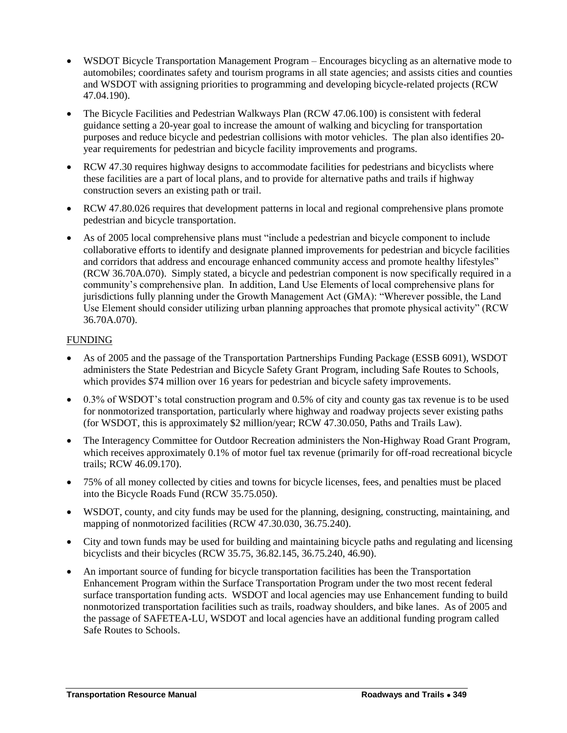- WSDOT Bicycle Transportation Management Program – Encourages bicycling as an alternative mode to automobiles; coordinates safety and tourism programs in all state agencies; and assists cities and counties and WSDOT with assigning priorities to programming and developing bicycle-related projects (RCW 47.04.190).
- The Bicycle Facilities and Pedestrian Walkways Plan (RCW 47.06.100) is consistent with federal guidance setting a 20-year goal to increase the amount of walking and bicycling for transportation purposes and reduce bicycle and pedestrian collisions with motor vehicles. The plan also identifies 20-year requirements for pedestrian and bicycle facility improvements and programs.
- RCW 47.30 requires highway designs to accommodate facilities for pedestrians and bicyclists where these facilities are a part of local plans, and to provide for alternative paths and trails if highway construction severs an existing path or trail.
- RCW 47.80.026 requires that development patterns in local and regional comprehensive plans promote pedestrian and bicycle transportation.
- As of 2005 local comprehensive plans must "include a pedestrian and bicycle component to include collaborative efforts to identify and designate planned improvements for pedestrian and bicycle facilities and corridors that address and encourage enhanced community access and promote healthy lifestyles" (RCW 36.70A.070). Simply stated, a bicycle and pedestrian component is now specifically required in a community's comprehensive plan. In addition, Land Use Elements of local comprehensive plans for jurisdictions fully planning under the Growth Management Act (GMA): "Wherever possible, the Land Use Element should consider utilizing urban planning approaches that promote physical activity" (RCW 36.70A.070).

FUNDING

- As of 2005 and the passage of the Transportation Partnerships Funding Package (ESSB 6091), WSDOT administers the State Pedestrian and Bicycle Safety Grant Program, including Safe Routes to Schools, which provides $74 million over 16 years for pedestrian and bicycle safety improvements.
- 0.3% of WSDOT's total construction program and 0.5% of city and county gas tax revenue is to be used for nonmotorized transportation, particularly where highway and roadway projects sever existing paths (for WSDOT, this is approximately $2 million/year; RCW 47.30.050, Paths and Trails Law).
- The Interagency Committee for Outdoor Recreation administers the Non-Highway Road Grant Program, which receives approximately 0.1% of motor fuel tax revenue (primarily for off-road recreational bicycle trails; RCW 46.09.170).
- 75% of all money collected by cities and towns for bicycle licenses, fees, and penalties must be placed into the Bicycle Roads Fund (RCW 35.75.050).
- WSDOT, county, and city funds may be used for the planning, designing, constructing, maintaining, and mapping of nonmotorized facilities (RCW 47.30.030, 36.75.240).
- City and town funds may be used for building and maintaining bicycle paths and regulating and licensing bicyclists and their bicycles (RCW 35.75, 36.82.145, 36.75.240, 46.90).
- An important source of funding for bicycle transportation facilities has been the Transportation Enhancement Program within the Surface Transportation Program under the two most recent federal surface transportation funding acts. WSDOT and local agencies may use Enhancement funding to build nonmotorized transportation facilities such as trails, roadway shoulders, and bike lanes. As of 2005 and the passage of SAFETEA-LU, WSDOT and local agencies have an additional funding program called Safe Routes to Schools.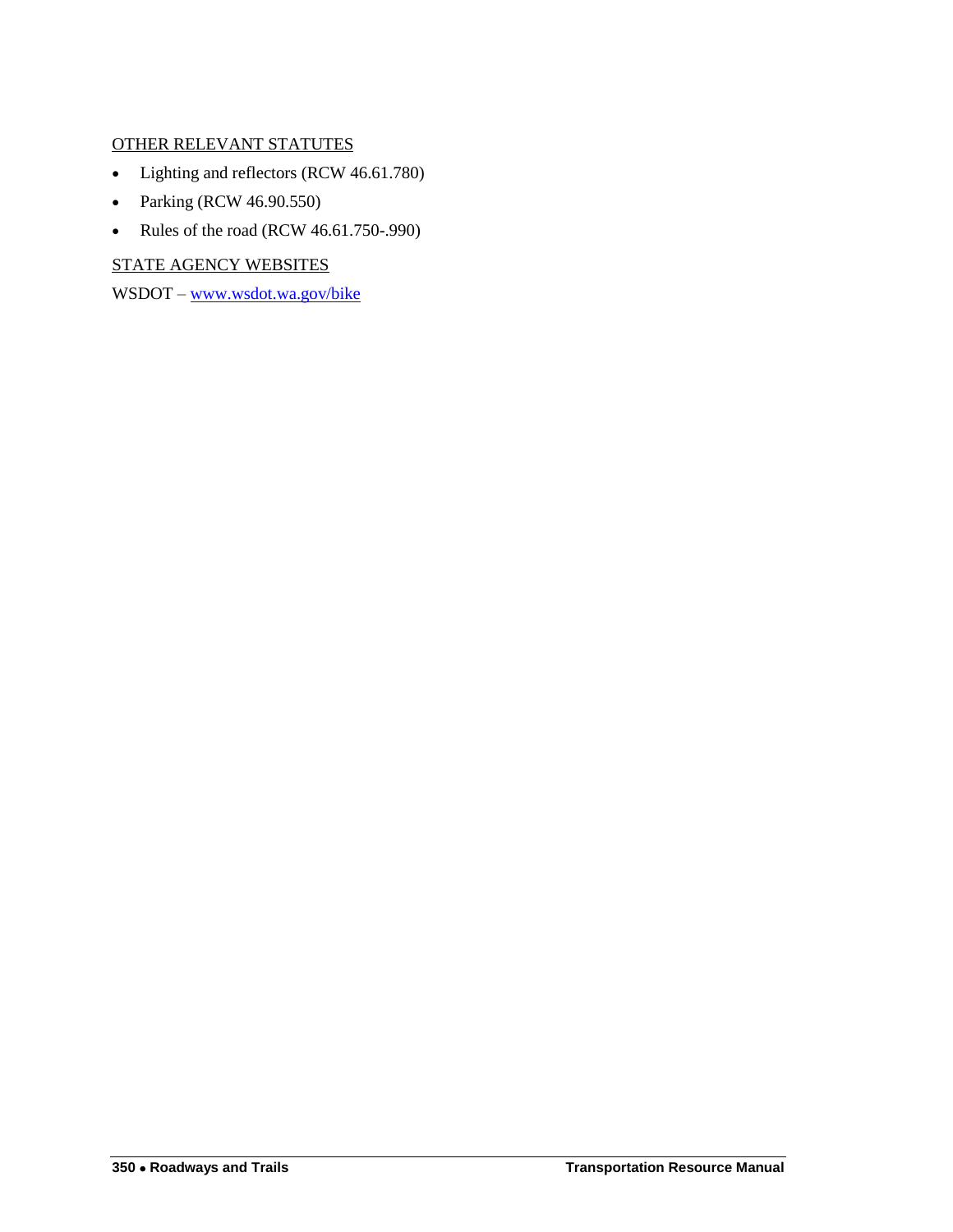OTHER RELEVANT STATUTES

- Lighting and reflectors (RCW 46.61.780)
- Parking (RCW 46.90.550)
- Rules of the road (RCW 46.61.750-.990)

STATE AGENCY WEBSITES

WSDOT – [www.wsdot.wa.gov/bike](http://www.wsdot.wa.gov/bike)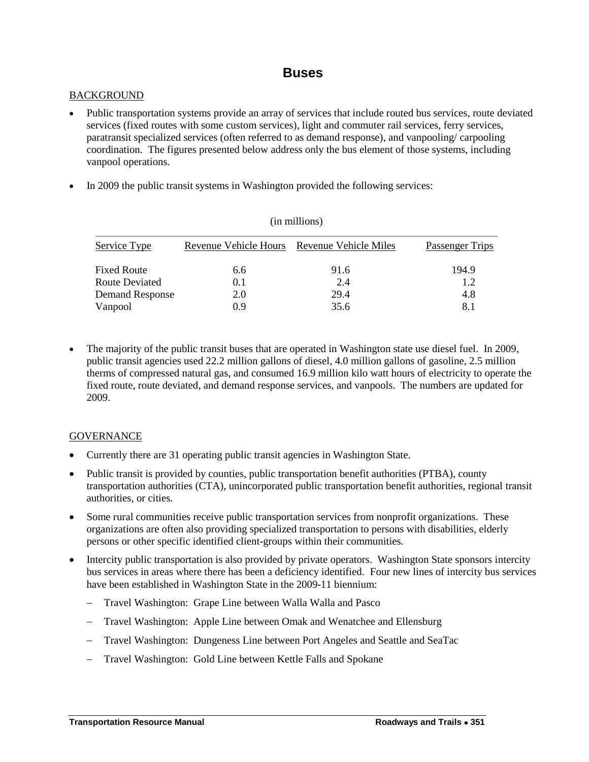# Buses

BACKGROUND

- Public transportation systems provide an array of services that include routed bus services, route deviated services (fixed routes with some custom services), light and commuter rail services, ferry services, paratransit specialized services (often referred to as demand response), and vanpooling/ carpooling coordination. The figures presented below address only the bus element of those systems, including vanpool operations.

- In 2009 the public transit systems in Washington provided the following services:

(in millions)

| Service Type | Revenue Vehicle Hours | Revenue Vehicle Miles | Passenger Trips |
|---|---|---|---|
| Fixed Route | 6.6 | 91.6 | 194.9 |
| Route Deviated | 0.1 | 2.4 | 1.2 |
| Demand Response | 2.0 | 29.4 | 4.8 |
| Vanpool | 0.9 | 35.6 | 8.1 |

- The majority of the public transit buses that are operated in Washington state use diesel fuel. In 2009, public transit agencies used 22.2 million gallons of diesel, 4.0 million gallons of gasoline, 2.5 million therms of compressed natural gas, and consumed 16.9 million kilo watt hours of electricity to operate the fixed route, route deviated, and demand response services, and vanpools. The numbers are updated for 2009.

GOVERNANCE

- Currently there are 31 operating public transit agencies in Washington State.
- Public transit is provided by counties, public transportation benefit authorities (PTBA), county transportation authorities (CTA), unincorporated public transportation benefit authorities, regional transit authorities, or cities.
- Some rural communities receive public transportation services from nonprofit organizations. These organizations are often also providing specialized transportation to persons with disabilities, elderly persons or other specific identified client-groups within their communities.
- Intercity public transportation is also provided by private operators. Washington State sponsors intercity bus services in areas where there has been a deficiency identified. Four new lines of intercity bus services have been established in Washington State in the 2009-11 biennium:
  - Travel Washington: Grape Line between Walla Walla and Pasco
  - Travel Washington: Apple Line between Omak and Wenatchee and Ellensburg
  - Travel Washington: Dungeness Line between Port Angeles and Seattle and SeaTac
  - Travel Washington: Gold Line between Kettle Falls and Spokane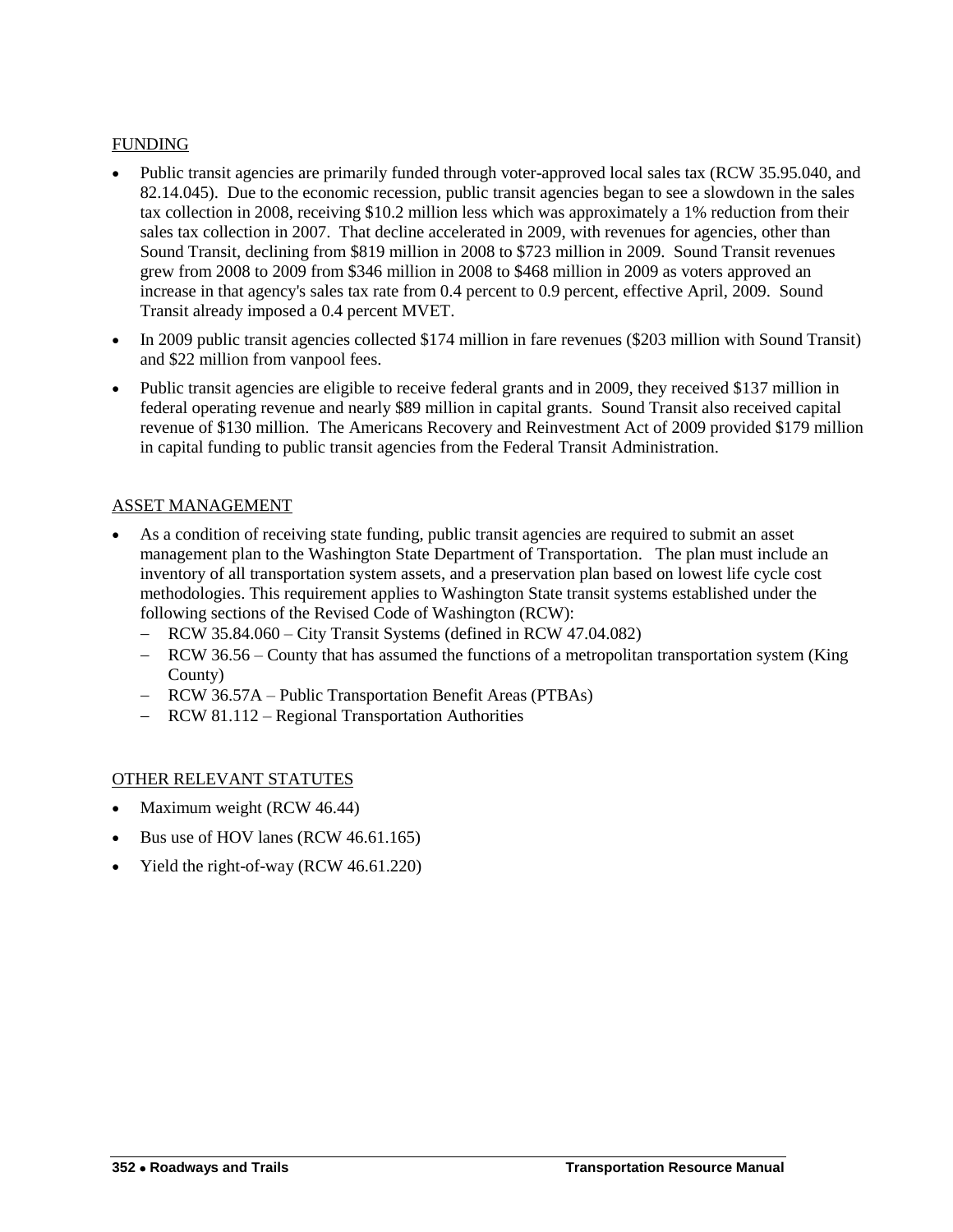## FUNDING

- Public transit agencies are primarily funded through voter-approved local sales tax (RCW 35.95.040, and 82.14.045). Due to the economic recession, public transit agencies began to see a slowdown in the sales tax collection in 2008, receiving $10.2 million less which was approximately a 1% reduction from their sales tax collection in 2007. That decline accelerated in 2009, with revenues for agencies, other than Sound Transit, declining from $819 million in 2008 to $723 million in 2009. Sound Transit revenues grew from 2008 to 2009 from $346 million in 2008 to $468 million in 2009 as voters approved an increase in that agency's sales tax rate from 0.4 percent to 0.9 percent, effective April, 2009. Sound Transit already imposed a 0.4 percent MVET.
- In 2009 public transit agencies collected $174 million in fare revenues ($203 million with Sound Transit) and $22 million from vanpool fees.
- Public transit agencies are eligible to receive federal grants and in 2009, they received $137 million in federal operating revenue and nearly $89 million in capital grants. Sound Transit also received capital revenue of $130 million. The Americans Recovery and Reinvestment Act of 2009 provided $179 million in capital funding to public transit agencies from the Federal Transit Administration.

## ASSET MANAGEMENT

- As a condition of receiving state funding, public transit agencies are required to submit an asset management plan to the Washington State Department of Transportation. The plan must include an inventory of all transportation system assets, and a preservation plan based on lowest life cycle cost methodologies. This requirement applies to Washington State transit systems established under the following sections of the Revised Code of Washington (RCW):
  - RCW 35.84.060 – City Transit Systems (defined in RCW 47.04.082)
  - RCW 36.56 – County that has assumed the functions of a metropolitan transportation system (King County)
  - RCW 36.57A – Public Transportation Benefit Areas (PTBAs)
  - RCW 81.112 – Regional Transportation Authorities

## OTHER RELEVANT STATUTES

- Maximum weight (RCW 46.44)
- Bus use of HOV lanes (RCW 46.61.165)
- Yield the right-of-way (RCW 46.61.220)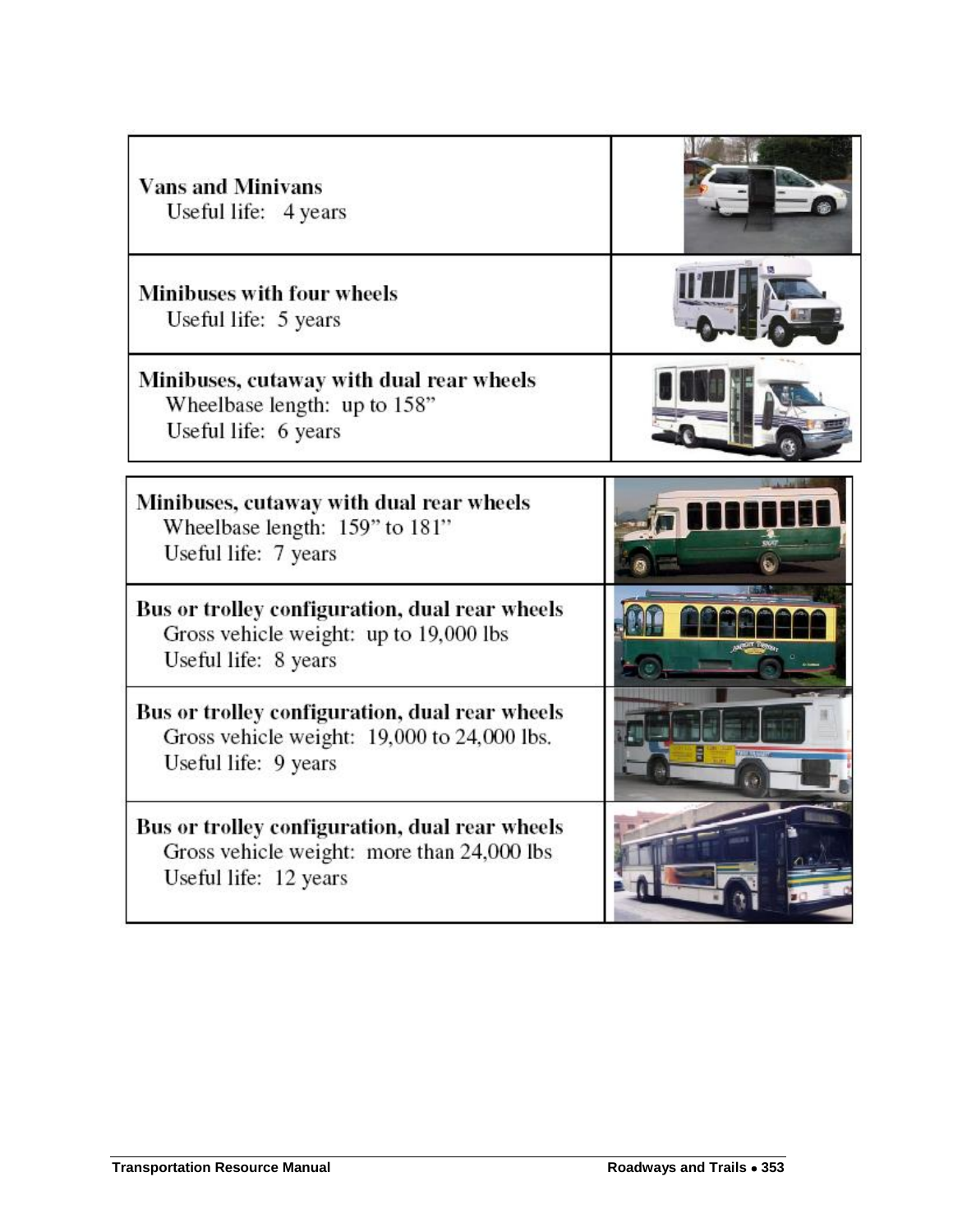| | |
|---|---|
| **Vans and Minivans**<br>Useful life: 4 years | |
| **Minibuses with four wheels**<br>Useful life: 5 years | |
| **Minibuses, cutaway with dual rear wheels**<br>Wheelbase length: up to 158"<br>Useful life: 6 years | |

| | |
|---|---|
| **Minibuses, cutaway with dual rear wheels**<br>Wheelbase length: 159" to 181"<br>Useful life: 7 years | |
| **Bus or trolley configuration, dual rear wheels**<br>Gross vehicle weight: up to 19,000 lbs<br>Useful life: 8 years | |
| **Bus or trolley configuration, dual rear wheels**<br>Gross vehicle weight: 19,000 to 24,000 lbs.<br>Useful life: 9 years | |
| **Bus or trolley configuration, dual rear wheels**<br>Gross vehicle weight: more than 24,000 lbs<br>Useful life: 12 years | |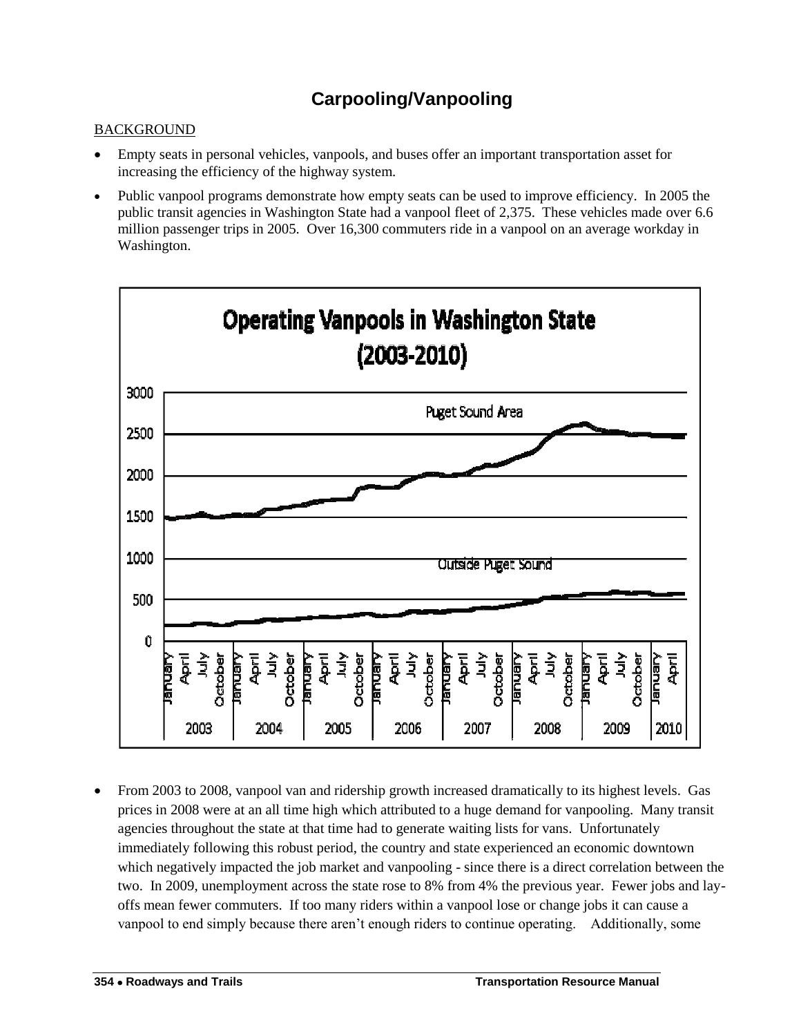# Carpooling/Vanpooling

BACKGROUND

- Empty seats in personal vehicles, vanpools, and buses offer an important transportation asset for increasing the efficiency of the highway system.
- Public vanpool programs demonstrate how empty seats can be used to improve efficiency. In 2005 the public transit agencies in Washington State had a vanpool fleet of 2,375. These vehicles made over 6.6 million passenger trips in 2005. Over 16,300 commuters ride in a vanpool on an average workday in Washington.

**Operating Vanpools in Washington State (2003-2010)**

- From 2003 to 2008, vanpool van and ridership growth increased dramatically to its highest levels. Gas prices in 2008 were at an all time high which attributed to a huge demand for vanpooling. Many transit agencies throughout the state at that time had to generate waiting lists for vans. Unfortunately immediately following this robust period, the country and state experienced an economic downtown which negatively impacted the job market and vanpooling - since there is a direct correlation between the two. In 2009, unemployment across the state rose to 8% from 4% the previous year. Fewer jobs and lay-offs mean fewer commuters. If too many riders within a vanpool lose or change jobs it can cause a vanpool to end simply because there aren't enough riders to continue operating. Additionally, some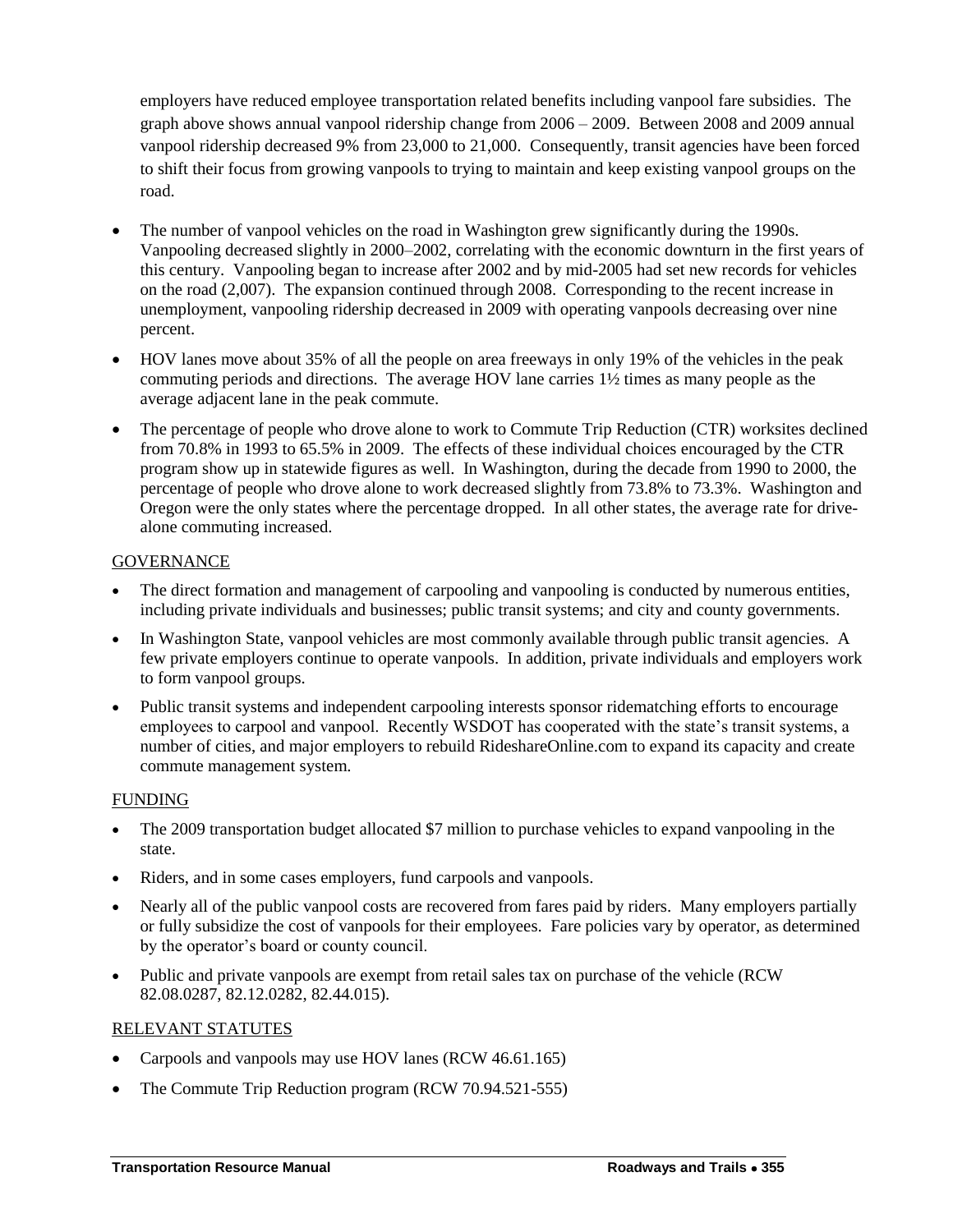employers have reduced employee transportation related benefits including vanpool fare subsidies. The graph above shows annual vanpool ridership change from 2006 – 2009. Between 2008 and 2009 annual vanpool ridership decreased 9% from 23,000 to 21,000. Consequently, transit agencies have been forced to shift their focus from growing vanpools to trying to maintain and keep existing vanpool groups on the road.

- The number of vanpool vehicles on the road in Washington grew significantly during the 1990s. Vanpooling decreased slightly in 2000–2002, correlating with the economic downturn in the first years of this century. Vanpooling began to increase after 2002 and by mid-2005 had set new records for vehicles on the road (2,007). The expansion continued through 2008. Corresponding to the recent increase in unemployment, vanpooling ridership decreased in 2009 with operating vanpools decreasing over nine percent.
- HOV lanes move about 35% of all the people on area freeways in only 19% of the vehicles in the peak commuting periods and directions. The average HOV lane carries 1½ times as many people as the average adjacent lane in the peak commute.
- The percentage of people who drove alone to work to Commute Trip Reduction (CTR) worksites declined from 70.8% in 1993 to 65.5% in 2009. The effects of these individual choices encouraged by the CTR program show up in statewide figures as well. In Washington, during the decade from 1990 to 2000, the percentage of people who drove alone to work decreased slightly from 73.8% to 73.3%. Washington and Oregon were the only states where the percentage dropped. In all other states, the average rate for drive-alone commuting increased.

GOVERNANCE

- The direct formation and management of carpooling and vanpooling is conducted by numerous entities, including private individuals and businesses; public transit systems; and city and county governments.
- In Washington State, vanpool vehicles are most commonly available through public transit agencies. A few private employers continue to operate vanpools. In addition, private individuals and employers work to form vanpool groups.
- Public transit systems and independent carpooling interests sponsor ridematching efforts to encourage employees to carpool and vanpool. Recently WSDOT has cooperated with the state's transit systems, a number of cities, and major employers to rebuild RideshareOnline.com to expand its capacity and create commute management system.

FUNDING

- The 2009 transportation budget allocated $7 million to purchase vehicles to expand vanpooling in the state.
- Riders, and in some cases employers, fund carpools and vanpools.
- Nearly all of the public vanpool costs are recovered from fares paid by riders. Many employers partially or fully subsidize the cost of vanpools for their employees. Fare policies vary by operator, as determined by the operator's board or county council.
- Public and private vanpools are exempt from retail sales tax on purchase of the vehicle (RCW 82.08.0287, 82.12.0282, 82.44.015).

RELEVANT STATUTES

- Carpools and vanpools may use HOV lanes (RCW 46.61.165)
- The Commute Trip Reduction program (RCW 70.94.521-555)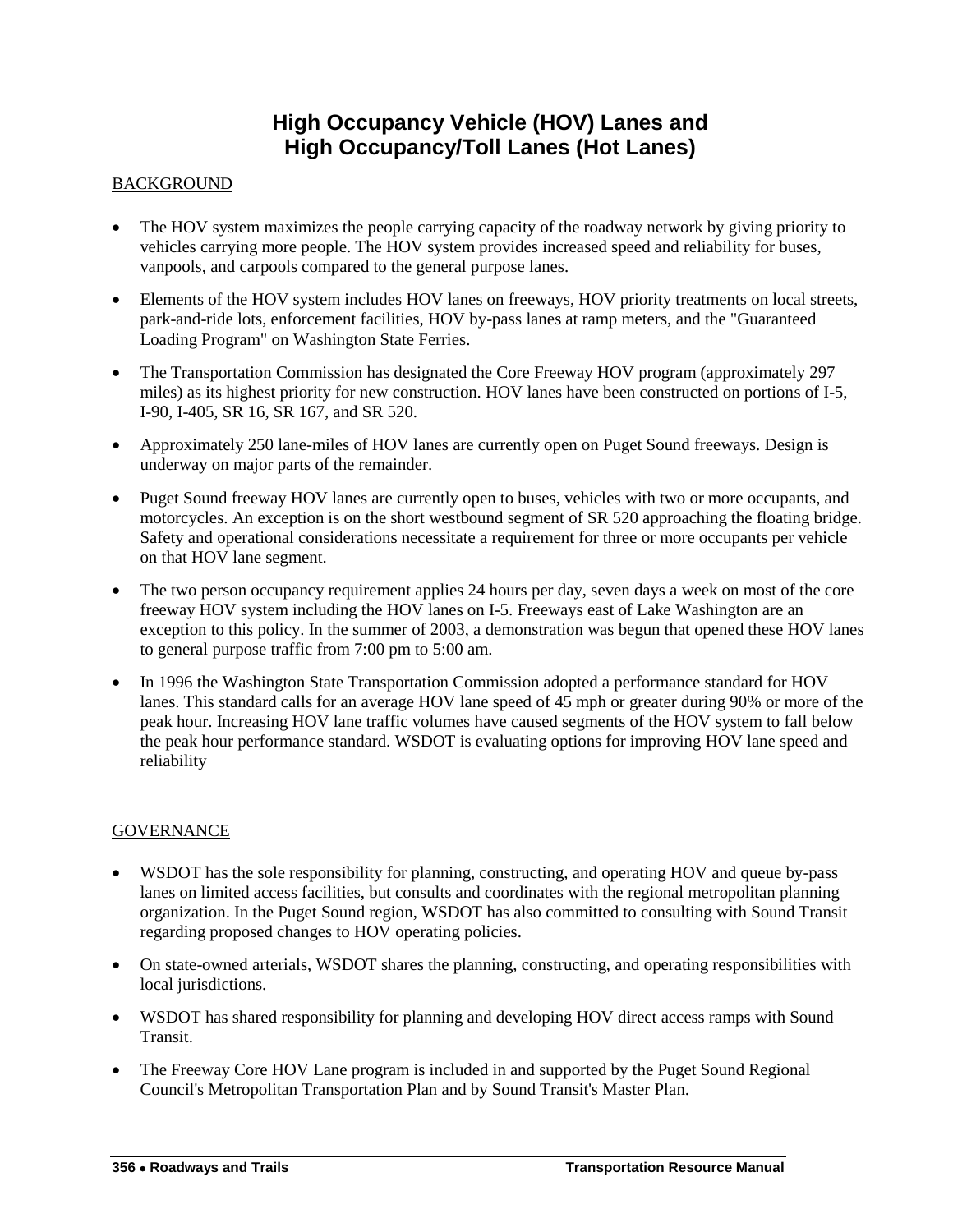# High Occupancy Vehicle (HOV) Lanes and High Occupancy/Toll Lanes (Hot Lanes)

BACKGROUND

- The HOV system maximizes the people carrying capacity of the roadway network by giving priority to vehicles carrying more people. The HOV system provides increased speed and reliability for buses, vanpools, and carpools compared to the general purpose lanes.
- Elements of the HOV system includes HOV lanes on freeways, HOV priority treatments on local streets, park-and-ride lots, enforcement facilities, HOV by-pass lanes at ramp meters, and the "Guaranteed Loading Program" on Washington State Ferries.
- The Transportation Commission has designated the Core Freeway HOV program (approximately 297 miles) as its highest priority for new construction. HOV lanes have been constructed on portions of I-5, I-90, I-405, SR 16, SR 167, and SR 520.
- Approximately 250 lane-miles of HOV lanes are currently open on Puget Sound freeways. Design is underway on major parts of the remainder.
- Puget Sound freeway HOV lanes are currently open to buses, vehicles with two or more occupants, and motorcycles. An exception is on the short westbound segment of SR 520 approaching the floating bridge. Safety and operational considerations necessitate a requirement for three or more occupants per vehicle on that HOV lane segment.
- The two person occupancy requirement applies 24 hours per day, seven days a week on most of the core freeway HOV system including the HOV lanes on I-5. Freeways east of Lake Washington are an exception to this policy. In the summer of 2003, a demonstration was begun that opened these HOV lanes to general purpose traffic from 7:00 pm to 5:00 am.
- In 1996 the Washington State Transportation Commission adopted a performance standard for HOV lanes. This standard calls for an average HOV lane speed of 45 mph or greater during 90% or more of the peak hour. Increasing HOV lane traffic volumes have caused segments of the HOV system to fall below the peak hour performance standard. WSDOT is evaluating options for improving HOV lane speed and reliability

GOVERNANCE

- WSDOT has the sole responsibility for planning, constructing, and operating HOV and queue by-pass lanes on limited access facilities, but consults and coordinates with the regional metropolitan planning organization. In the Puget Sound region, WSDOT has also committed to consulting with Sound Transit regarding proposed changes to HOV operating policies.
- On state-owned arterials, WSDOT shares the planning, constructing, and operating responsibilities with local jurisdictions.
- WSDOT has shared responsibility for planning and developing HOV direct access ramps with Sound Transit.
- The Freeway Core HOV Lane program is included in and supported by the Puget Sound Regional Council's Metropolitan Transportation Plan and by Sound Transit's Master Plan.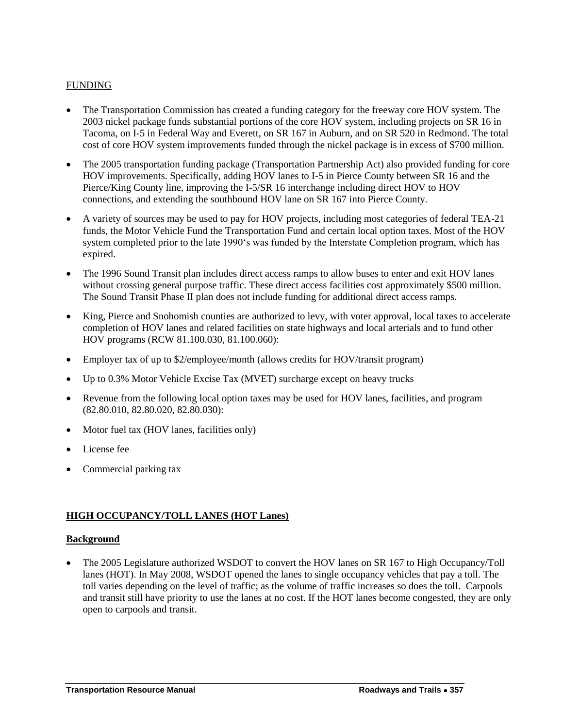FUNDING

- The Transportation Commission has created a funding category for the freeway core HOV system. The 2003 nickel package funds substantial portions of the core HOV system, including projects on SR 16 in Tacoma, on I-5 in Federal Way and Everett, on SR 167 in Auburn, and on SR 520 in Redmond. The total cost of core HOV system improvements funded through the nickel package is in excess of $700 million.
- The 2005 transportation funding package (Transportation Partnership Act) also provided funding for core HOV improvements. Specifically, adding HOV lanes to I-5 in Pierce County between SR 16 and the Pierce/King County line, improving the I-5/SR 16 interchange including direct HOV to HOV connections, and extending the southbound HOV lane on SR 167 into Pierce County.
- A variety of sources may be used to pay for HOV projects, including most categories of federal TEA-21 funds, the Motor Vehicle Fund the Transportation Fund and certain local option taxes. Most of the HOV system completed prior to the late 1990's was funded by the Interstate Completion program, which has expired.
- The 1996 Sound Transit plan includes direct access ramps to allow buses to enter and exit HOV lanes without crossing general purpose traffic. These direct access facilities cost approximately $500 million. The Sound Transit Phase II plan does not include funding for additional direct access ramps.
- King, Pierce and Snohomish counties are authorized to levy, with voter approval, local taxes to accelerate completion of HOV lanes and related facilities on state highways and local arterials and to fund other HOV programs (RCW 81.100.030, 81.100.060):
- Employer tax of up to $2/employee/month (allows credits for HOV/transit program)
- Up to 0.3% Motor Vehicle Excise Tax (MVET) surcharge except on heavy trucks
- Revenue from the following local option taxes may be used for HOV lanes, facilities, and program (82.80.010, 82.80.020, 82.80.030):
- Motor fuel tax (HOV lanes, facilities only)
- License fee
- Commercial parking tax

## HIGH OCCUPANCY/TOLL LANES (HOT Lanes)

### Background

- The 2005 Legislature authorized WSDOT to convert the HOV lanes on SR 167 to High Occupancy/Toll lanes (HOT). In May 2008, WSDOT opened the lanes to single occupancy vehicles that pay a toll. The toll varies depending on the level of traffic; as the volume of traffic increases so does the toll. Carpools and transit still have priority to use the lanes at no cost. If the HOT lanes become congested, they are only open to carpools and transit.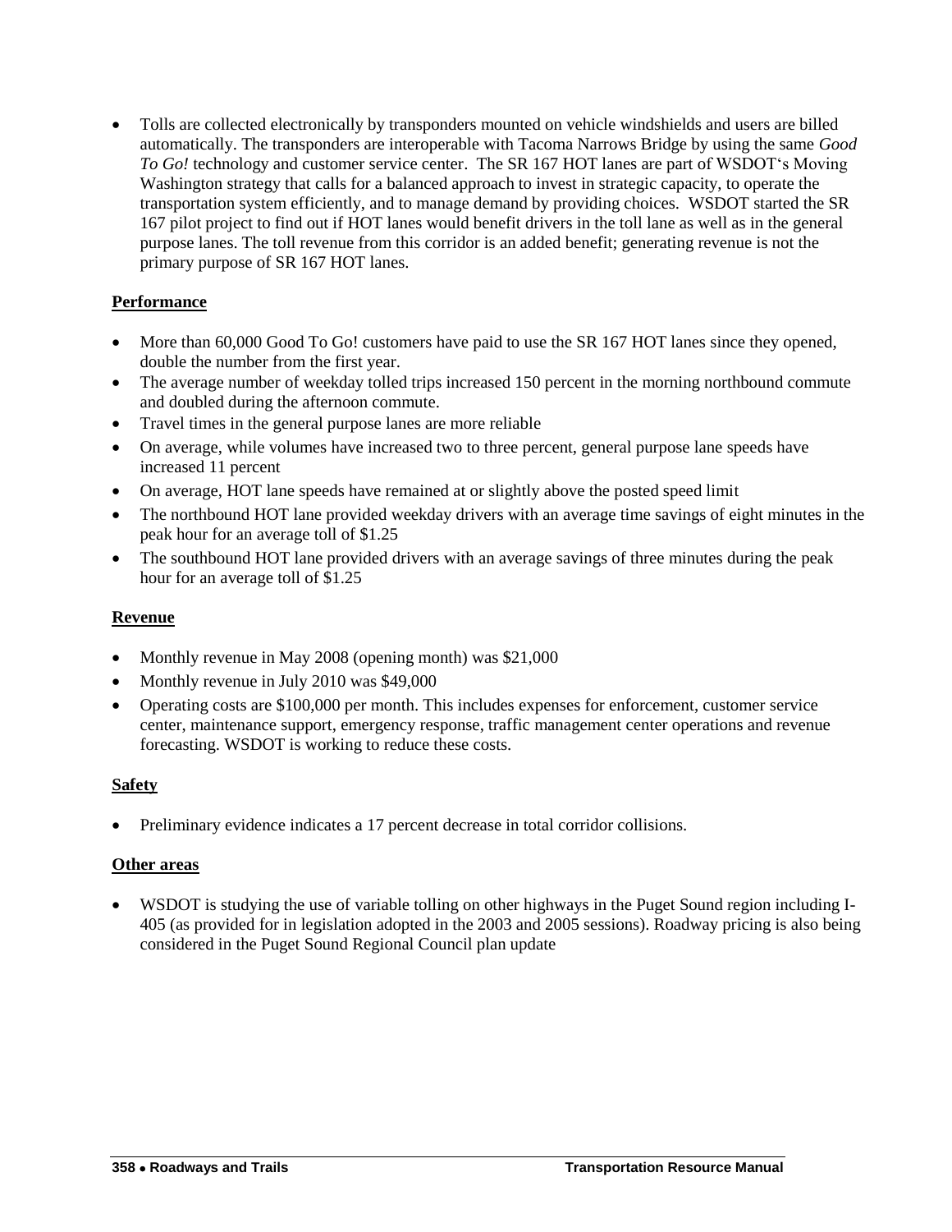- Tolls are collected electronically by transponders mounted on vehicle windshields and users are billed automatically. The transponders are interoperable with Tacoma Narrows Bridge by using the same *Good To Go!* technology and customer service center. The SR 167 HOT lanes are part of WSDOT's Moving Washington strategy that calls for a balanced approach to invest in strategic capacity, to operate the transportation system efficiently, and to manage demand by providing choices. WSDOT started the SR 167 pilot project to find out if HOT lanes would benefit drivers in the toll lane as well as in the general purpose lanes. The toll revenue from this corridor is an added benefit; generating revenue is not the primary purpose of SR 167 HOT lanes.

**Performance**

- More than 60,000 Good To Go! customers have paid to use the SR 167 HOT lanes since they opened, double the number from the first year.
- The average number of weekday tolled trips increased 150 percent in the morning northbound commute and doubled during the afternoon commute.
- Travel times in the general purpose lanes are more reliable
- On average, while volumes have increased two to three percent, general purpose lane speeds have increased 11 percent
- On average, HOT lane speeds have remained at or slightly above the posted speed limit
- The northbound HOT lane provided weekday drivers with an average time savings of eight minutes in the peak hour for an average toll of $1.25
- The southbound HOT lane provided drivers with an average savings of three minutes during the peak hour for an average toll of $1.25

**Revenue**

- Monthly revenue in May 2008 (opening month) was $21,000
- Monthly revenue in July 2010 was $49,000
- Operating costs are $100,000 per month. This includes expenses for enforcement, customer service center, maintenance support, emergency response, traffic management center operations and revenue forecasting. WSDOT is working to reduce these costs.

**Safety**

- Preliminary evidence indicates a 17 percent decrease in total corridor collisions.

**Other areas**

- WSDOT is studying the use of variable tolling on other highways in the Puget Sound region including I-405 (as provided for in legislation adopted in the 2003 and 2005 sessions). Roadway pricing is also being considered in the Puget Sound Regional Council plan update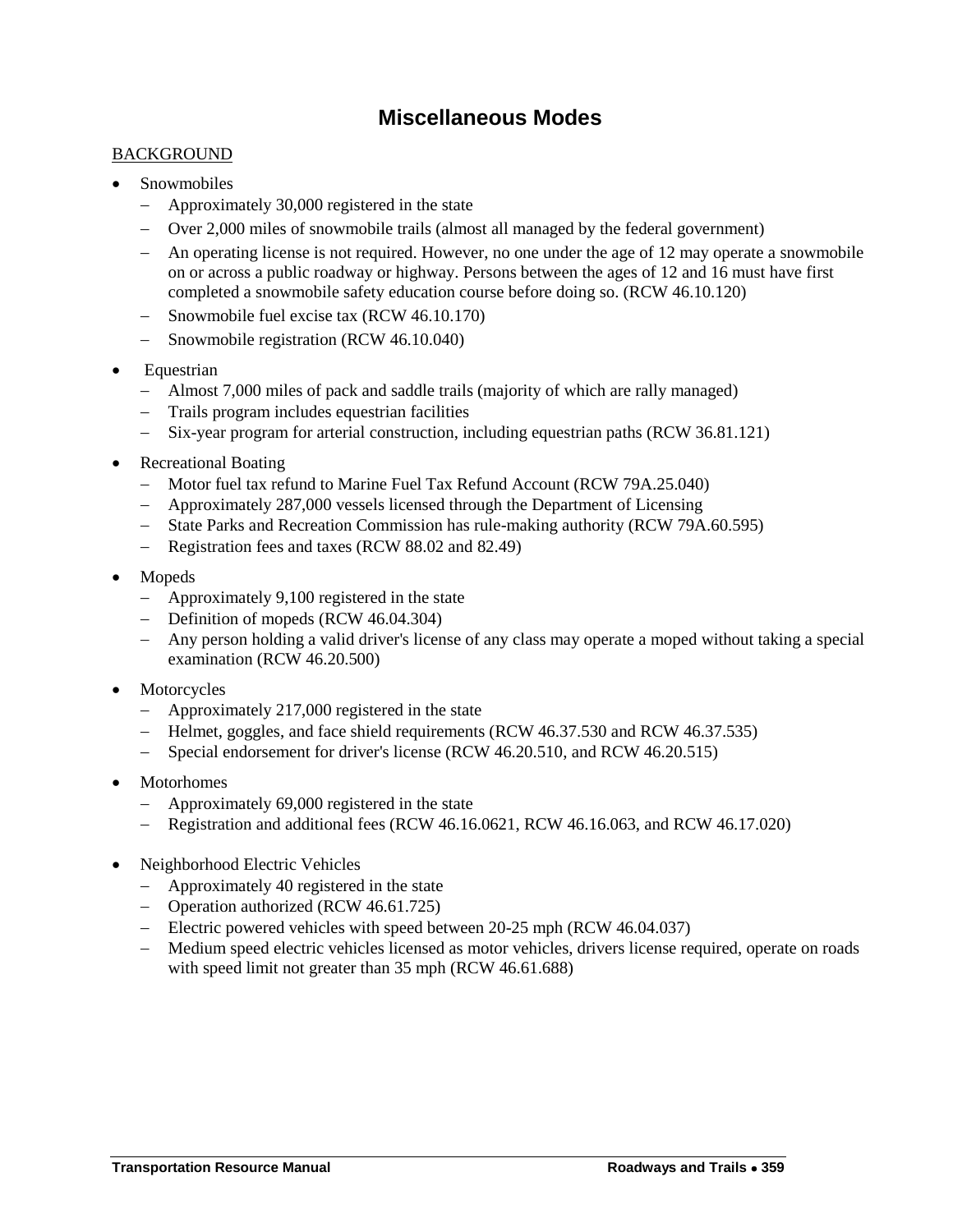# Miscellaneous Modes

BACKGROUND

- Snowmobiles
  - Approximately 30,000 registered in the state
  - Over 2,000 miles of snowmobile trails (almost all managed by the federal government)
  - An operating license is not required. However, no one under the age of 12 may operate a snowmobile on or across a public roadway or highway. Persons between the ages of 12 and 16 must have first completed a snowmobile safety education course before doing so. (RCW 46.10.120)
  - Snowmobile fuel excise tax (RCW 46.10.170)
  - Snowmobile registration (RCW 46.10.040)
- Equestrian
  - Almost 7,000 miles of pack and saddle trails (majority of which are rally managed)
  - Trails program includes equestrian facilities
  - Six-year program for arterial construction, including equestrian paths (RCW 36.81.121)
- Recreational Boating
  - Motor fuel tax refund to Marine Fuel Tax Refund Account (RCW 79A.25.040)
  - Approximately 287,000 vessels licensed through the Department of Licensing
  - State Parks and Recreation Commission has rule-making authority (RCW 79A.60.595)
  - Registration fees and taxes (RCW 88.02 and 82.49)
- Mopeds
  - Approximately 9,100 registered in the state
  - Definition of mopeds (RCW 46.04.304)
  - Any person holding a valid driver's license of any class may operate a moped without taking a special examination (RCW 46.20.500)
- Motorcycles
  - Approximately 217,000 registered in the state
  - Helmet, goggles, and face shield requirements (RCW 46.37.530 and RCW 46.37.535)
  - Special endorsement for driver's license (RCW 46.20.510, and RCW 46.20.515)
- Motorhomes
  - Approximately 69,000 registered in the state
  - Registration and additional fees (RCW 46.16.0621, RCW 46.16.063, and RCW 46.17.020)
- Neighborhood Electric Vehicles
  - Approximately 40 registered in the state
  - Operation authorized (RCW 46.61.725)
  - Electric powered vehicles with speed between 20-25 mph (RCW 46.04.037)
  - Medium speed electric vehicles licensed as motor vehicles, drivers license required, operate on roads with speed limit not greater than 35 mph (RCW 46.61.688)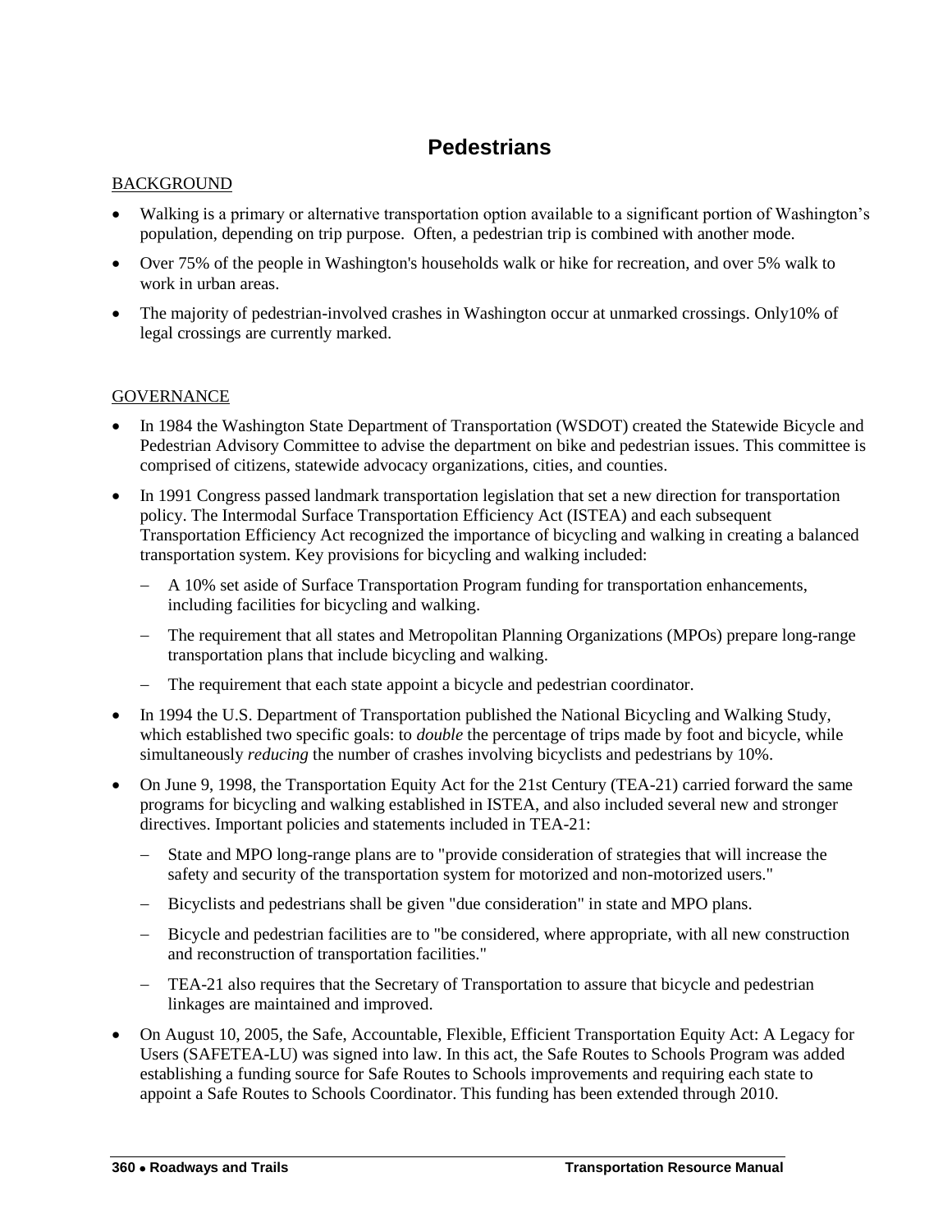# Pedestrians

BACKGROUND

- Walking is a primary or alternative transportation option available to a significant portion of Washington's population, depending on trip purpose. Often, a pedestrian trip is combined with another mode.
- Over 75% of the people in Washington's households walk or hike for recreation, and over 5% walk to work in urban areas.
- The majority of pedestrian-involved crashes in Washington occur at unmarked crossings. Only10% of legal crossings are currently marked.

GOVERNANCE

- In 1984 the Washington State Department of Transportation (WSDOT) created the Statewide Bicycle and Pedestrian Advisory Committee to advise the department on bike and pedestrian issues. This committee is comprised of citizens, statewide advocacy organizations, cities, and counties.
- In 1991 Congress passed landmark transportation legislation that set a new direction for transportation policy. The Intermodal Surface Transportation Efficiency Act (ISTEA) and each subsequent Transportation Efficiency Act recognized the importance of bicycling and walking in creating a balanced transportation system. Key provisions for bicycling and walking included:
  - A 10% set aside of Surface Transportation Program funding for transportation enhancements, including facilities for bicycling and walking.
  - The requirement that all states and Metropolitan Planning Organizations (MPOs) prepare long-range transportation plans that include bicycling and walking.
  - The requirement that each state appoint a bicycle and pedestrian coordinator.
- In 1994 the U.S. Department of Transportation published the National Bicycling and Walking Study, which established two specific goals: to *double* the percentage of trips made by foot and bicycle, while simultaneously *reducing* the number of crashes involving bicyclists and pedestrians by 10%.
- On June 9, 1998, the Transportation Equity Act for the 21st Century (TEA-21) carried forward the same programs for bicycling and walking established in ISTEA, and also included several new and stronger directives. Important policies and statements included in TEA-21:
  - State and MPO long-range plans are to "provide consideration of strategies that will increase the safety and security of the transportation system for motorized and non-motorized users."
  - Bicyclists and pedestrians shall be given "due consideration" in state and MPO plans.
  - Bicycle and pedestrian facilities are to "be considered, where appropriate, with all new construction and reconstruction of transportation facilities."
  - TEA-21 also requires that the Secretary of Transportation to assure that bicycle and pedestrian linkages are maintained and improved.
- On August 10, 2005, the Safe, Accountable, Flexible, Efficient Transportation Equity Act: A Legacy for Users (SAFETEA-LU) was signed into law. In this act, the Safe Routes to Schools Program was added establishing a funding source for Safe Routes to Schools improvements and requiring each state to appoint a Safe Routes to Schools Coordinator. This funding has been extended through 2010.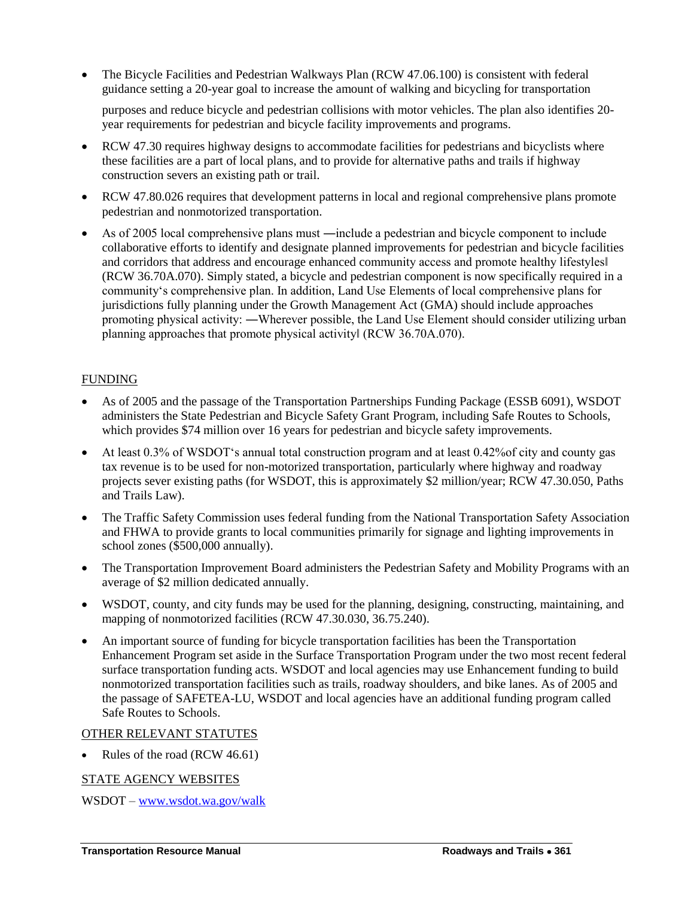- The Bicycle Facilities and Pedestrian Walkways Plan (RCW 47.06.100) is consistent with federal guidance setting a 20-year goal to increase the amount of walking and bicycling for transportation purposes and reduce bicycle and pedestrian collisions with motor vehicles. The plan also identifies 20-year requirements for pedestrian and bicycle facility improvements and programs.
- RCW 47.30 requires highway designs to accommodate facilities for pedestrians and bicyclists where these facilities are a part of local plans, and to provide for alternative paths and trails if highway construction severs an existing path or trail.
- RCW 47.80.026 requires that development patterns in local and regional comprehensive plans promote pedestrian and nonmotorized transportation.
- As of 2005 local comprehensive plans must ―include a pedestrian and bicycle component to include collaborative efforts to identify and designate planned improvements for pedestrian and bicycle facilities and corridors that address and encourage enhanced community access and promote healthy lifestyles‖ (RCW 36.70A.070). Simply stated, a bicycle and pedestrian component is now specifically required in a community‘s comprehensive plan. In addition, Land Use Elements of local comprehensive plans for jurisdictions fully planning under the Growth Management Act (GMA) should include approaches promoting physical activity: ―Wherever possible, the Land Use Element should consider utilizing urban planning approaches that promote physical activity‖ (RCW 36.70A.070).

FUNDING

- As of 2005 and the passage of the Transportation Partnerships Funding Package (ESSB 6091), WSDOT administers the State Pedestrian and Bicycle Safety Grant Program, including Safe Routes to Schools, which provides $74 million over 16 years for pedestrian and bicycle safety improvements.
- At least 0.3% of WSDOT‘s annual total construction program and at least 0.42%of city and county gas tax revenue is to be used for non-motorized transportation, particularly where highway and roadway projects sever existing paths (for WSDOT, this is approximately $2 million/year; RCW 47.30.050, Paths and Trails Law).
- The Traffic Safety Commission uses federal funding from the National Transportation Safety Association and FHWA to provide grants to local communities primarily for signage and lighting improvements in school zones ($500,000 annually).
- The Transportation Improvement Board administers the Pedestrian Safety and Mobility Programs with an average of $2 million dedicated annually.
- WSDOT, county, and city funds may be used for the planning, designing, constructing, maintaining, and mapping of nonmotorized facilities (RCW 47.30.030, 36.75.240).
- An important source of funding for bicycle transportation facilities has been the Transportation Enhancement Program set aside in the Surface Transportation Program under the two most recent federal surface transportation funding acts. WSDOT and local agencies may use Enhancement funding to build nonmotorized transportation facilities such as trails, roadway shoulders, and bike lanes. As of 2005 and the passage of SAFETEA-LU, WSDOT and local agencies have an additional funding program called Safe Routes to Schools.

OTHER RELEVANT STATUTES

- Rules of the road (RCW 46.61)

STATE AGENCY WEBSITES

WSDOT – www.wsdot.wa.gov/walk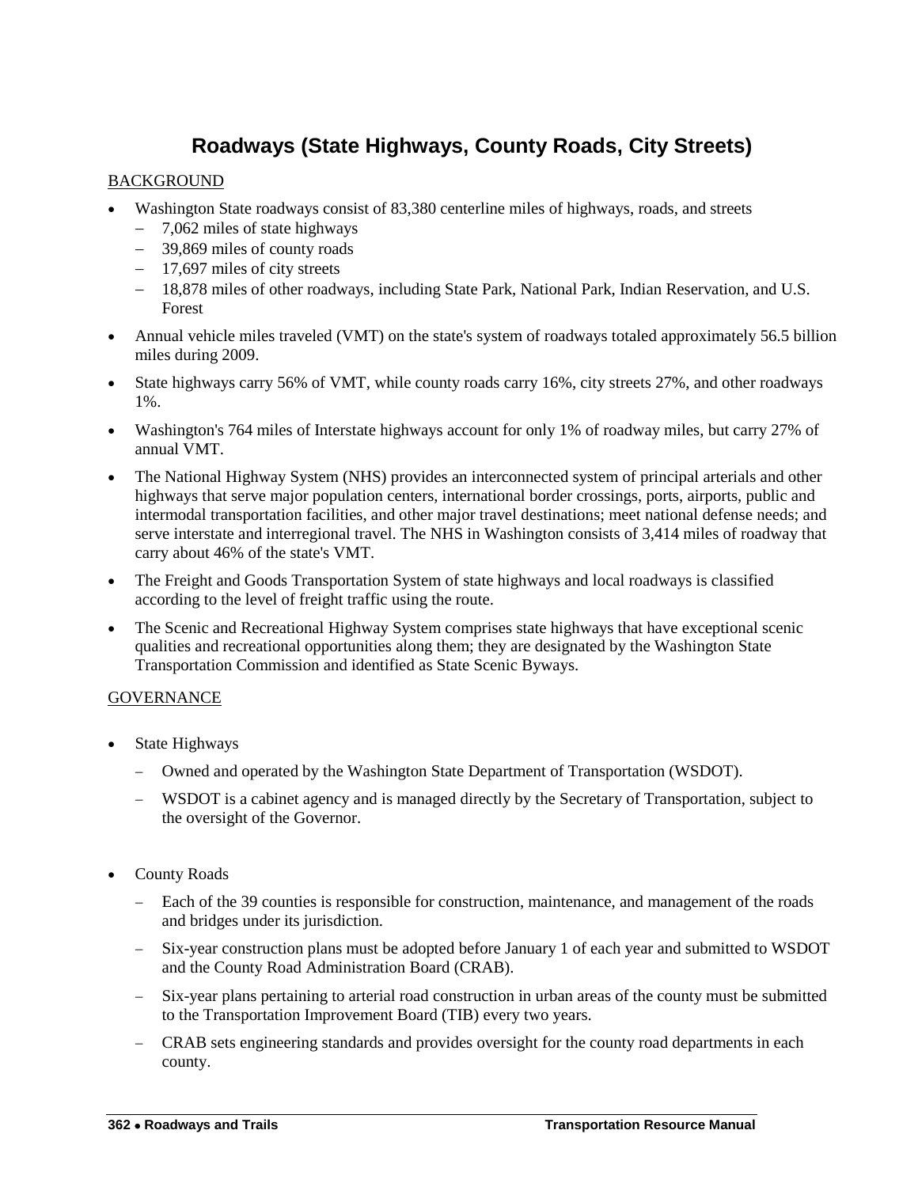# Roadways (State Highways, County Roads, City Streets)

BACKGROUND

- Washington State roadways consist of 83,380 centerline miles of highways, roads, and streets
  - 7,062 miles of state highways
  - 39,869 miles of county roads
  - 17,697 miles of city streets
  - 18,878 miles of other roadways, including State Park, National Park, Indian Reservation, and U.S. Forest
- Annual vehicle miles traveled (VMT) on the state's system of roadways totaled approximately 56.5 billion miles during 2009.
- State highways carry 56% of VMT, while county roads carry 16%, city streets 27%, and other roadways 1%.
- Washington's 764 miles of Interstate highways account for only 1% of roadway miles, but carry 27% of annual VMT.
- The National Highway System (NHS) provides an interconnected system of principal arterials and other highways that serve major population centers, international border crossings, ports, airports, public and intermodal transportation facilities, and other major travel destinations; meet national defense needs; and serve interstate and interregional travel. The NHS in Washington consists of 3,414 miles of roadway that carry about 46% of the state's VMT.
- The Freight and Goods Transportation System of state highways and local roadways is classified according to the level of freight traffic using the route.
- The Scenic and Recreational Highway System comprises state highways that have exceptional scenic qualities and recreational opportunities along them; they are designated by the Washington State Transportation Commission and identified as State Scenic Byways.

GOVERNANCE

- State Highways
  - Owned and operated by the Washington State Department of Transportation (WSDOT).
  - WSDOT is a cabinet agency and is managed directly by the Secretary of Transportation, subject to the oversight of the Governor.
- County Roads
  - Each of the 39 counties is responsible for construction, maintenance, and management of the roads and bridges under its jurisdiction.
  - Six-year construction plans must be adopted before January 1 of each year and submitted to WSDOT and the County Road Administration Board (CRAB).
  - Six-year plans pertaining to arterial road construction in urban areas of the county must be submitted to the Transportation Improvement Board (TIB) every two years.
  - CRAB sets engineering standards and provides oversight for the county road departments in each county.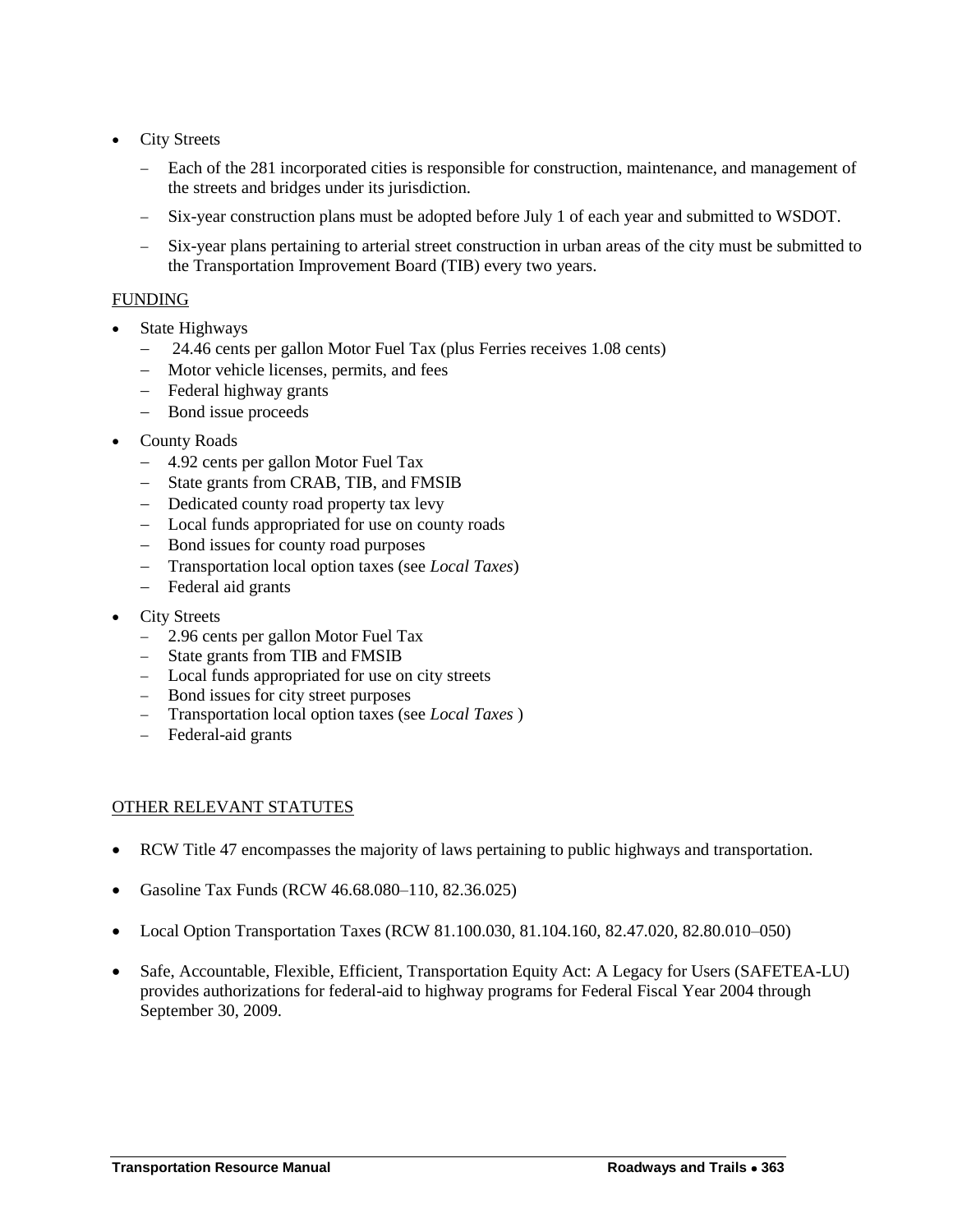- City Streets
  - Each of the 281 incorporated cities is responsible for construction, maintenance, and management of the streets and bridges under its jurisdiction.
  - Six-year construction plans must be adopted before July 1 of each year and submitted to WSDOT.
  - Six-year plans pertaining to arterial street construction in urban areas of the city must be submitted to the Transportation Improvement Board (TIB) every two years.

## FUNDING

- State Highways
  - 24.46 cents per gallon Motor Fuel Tax (plus Ferries receives 1.08 cents)
  - Motor vehicle licenses, permits, and fees
  - Federal highway grants
  - Bond issue proceeds
- County Roads
  - 4.92 cents per gallon Motor Fuel Tax
  - State grants from CRAB, TIB, and FMSIB
  - Dedicated county road property tax levy
  - Local funds appropriated for use on county roads
  - Bond issues for county road purposes
  - Transportation local option taxes (see *Local Taxes*)
  - Federal aid grants
- City Streets
  - 2.96 cents per gallon Motor Fuel Tax
  - State grants from TIB and FMSIB
  - Local funds appropriated for use on city streets
  - Bond issues for city street purposes
  - Transportation local option taxes (see *Local Taxes* )
  - Federal-aid grants

## OTHER RELEVANT STATUTES

- RCW Title 47 encompasses the majority of laws pertaining to public highways and transportation.
- Gasoline Tax Funds (RCW 46.68.080–110, 82.36.025)
- Local Option Transportation Taxes (RCW 81.100.030, 81.104.160, 82.47.020, 82.80.010–050)
- Safe, Accountable, Flexible, Efficient, Transportation Equity Act: A Legacy for Users (SAFETEA-LU) provides authorizations for federal-aid to highway programs for Federal Fiscal Year 2004 through September 30, 2009.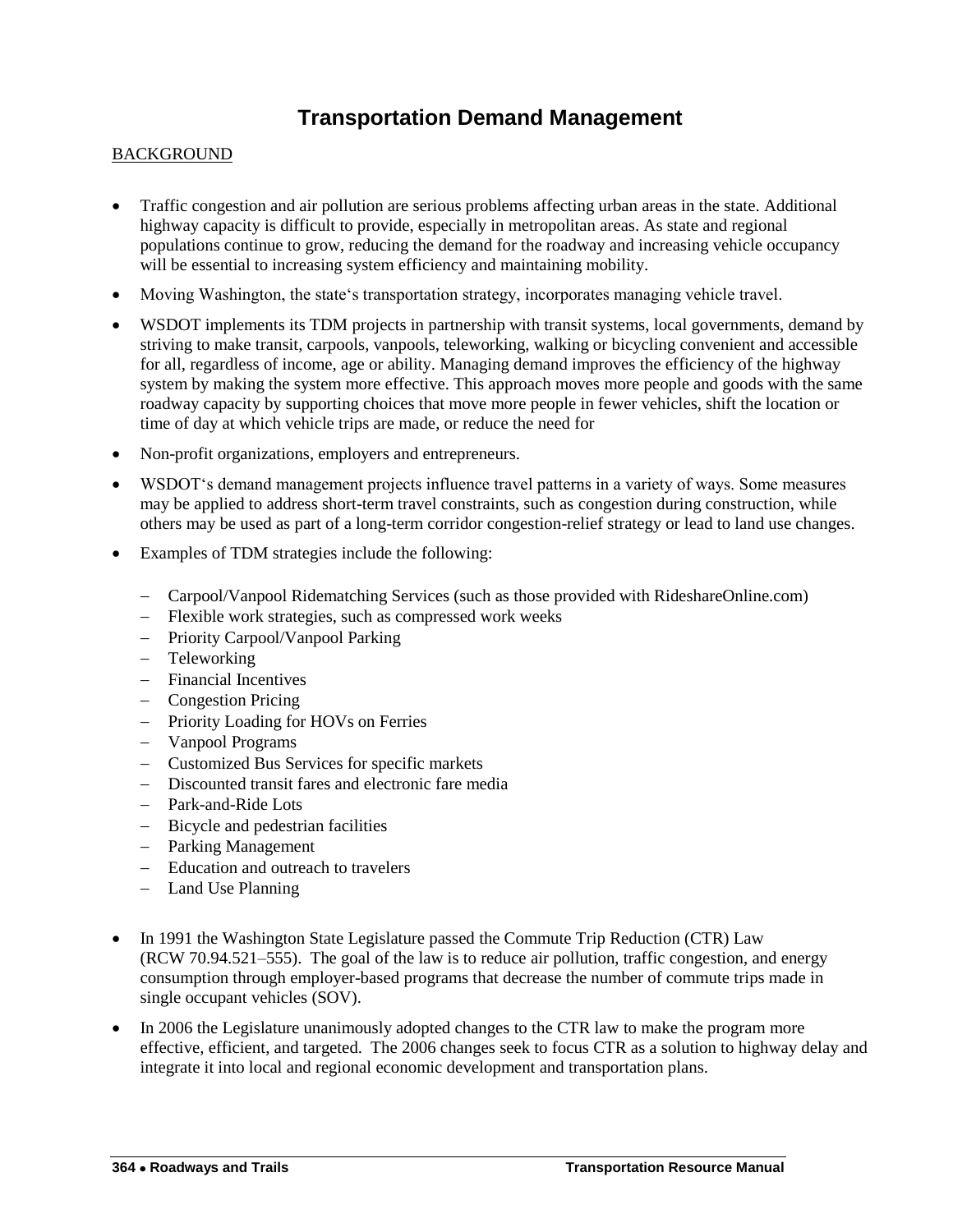# Transportation Demand Management

BACKGROUND

- Traffic congestion and air pollution are serious problems affecting urban areas in the state. Additional highway capacity is difficult to provide, especially in metropolitan areas. As state and regional populations continue to grow, reducing the demand for the roadway and increasing vehicle occupancy will be essential to increasing system efficiency and maintaining mobility.
- Moving Washington, the state‘s transportation strategy, incorporates managing vehicle travel.
- WSDOT implements its TDM projects in partnership with transit systems, local governments, demand by striving to make transit, carpools, vanpools, teleworking, walking or bicycling convenient and accessible for all, regardless of income, age or ability. Managing demand improves the efficiency of the highway system by making the system more effective. This approach moves more people and goods with the same roadway capacity by supporting choices that move more people in fewer vehicles, shift the location or time of day at which vehicle trips are made, or reduce the need for
- Non-profit organizations, employers and entrepreneurs.
- WSDOT‘s demand management projects influence travel patterns in a variety of ways. Some measures may be applied to address short-term travel constraints, such as congestion during construction, while others may be used as part of a long-term corridor congestion-relief strategy or lead to land use changes.
- Examples of TDM strategies include the following:
  - Carpool/Vanpool Ridematching Services (such as those provided with RideshareOnline.com)
  - Flexible work strategies, such as compressed work weeks
  - Priority Carpool/Vanpool Parking
  - Teleworking
  - Financial Incentives
  - Congestion Pricing
  - Priority Loading for HOVs on Ferries
  - Vanpool Programs
  - Customized Bus Services for specific markets
  - Discounted transit fares and electronic fare media
  - Park-and-Ride Lots
  - Bicycle and pedestrian facilities
  - Parking Management
  - Education and outreach to travelers
  - Land Use Planning
- In 1991 the Washington State Legislature passed the Commute Trip Reduction (CTR) Law (RCW 70.94.521–555). The goal of the law is to reduce air pollution, traffic congestion, and energy consumption through employer-based programs that decrease the number of commute trips made in single occupant vehicles (SOV).
- In 2006 the Legislature unanimously adopted changes to the CTR law to make the program more effective, efficient, and targeted. The 2006 changes seek to focus CTR as a solution to highway delay and integrate it into local and regional economic development and transportation plans.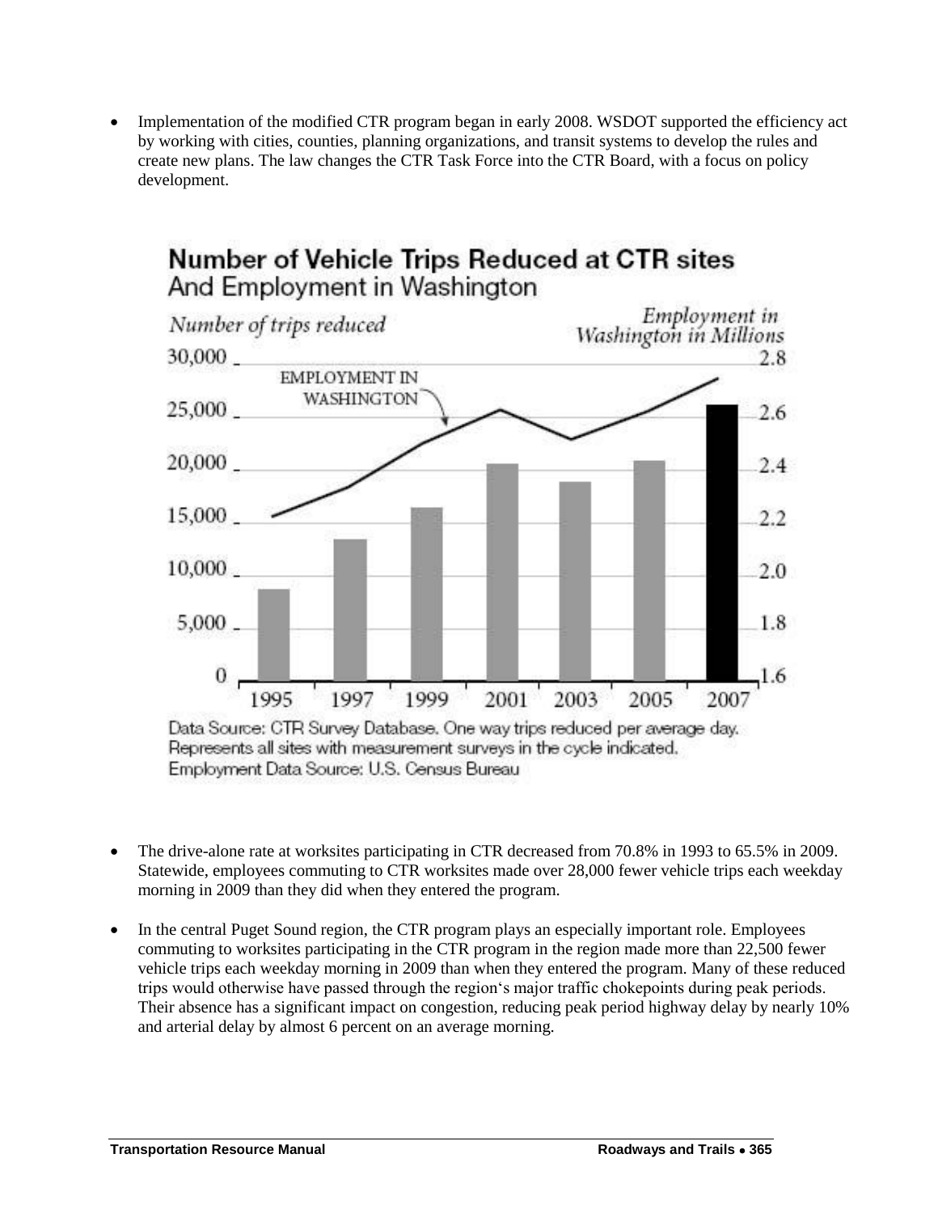- Implementation of the modified CTR program began in early 2008. WSDOT supported the efficiency act by working with cities, counties, planning organizations, and transit systems to develop the rules and create new plans. The law changes the CTR Task Force into the CTR Board, with a focus on policy development.

**Number of Vehicle Trips Reduced at CTR sites**
And Employment in Washington

Data Source: CTR Survey Database. One way trips reduced per average day. Represents all sites with measurement surveys in the cycle indicated.
Employment Data Source: U.S. Census Bureau

- The drive-alone rate at worksites participating in CTR decreased from 70.8% in 1993 to 65.5% in 2009. Statewide, employees commuting to CTR worksites made over 28,000 fewer vehicle trips each weekday morning in 2009 than they did when they entered the program.

- In the central Puget Sound region, the CTR program plays an especially important role. Employees commuting to worksites participating in the CTR program in the region made more than 22,500 fewer vehicle trips each weekday morning in 2009 than when they entered the program. Many of these reduced trips would otherwise have passed through the region's major traffic chokepoints during peak periods. Their absence has a significant impact on congestion, reducing peak period highway delay by nearly 10% and arterial delay by almost 6 percent on an average morning.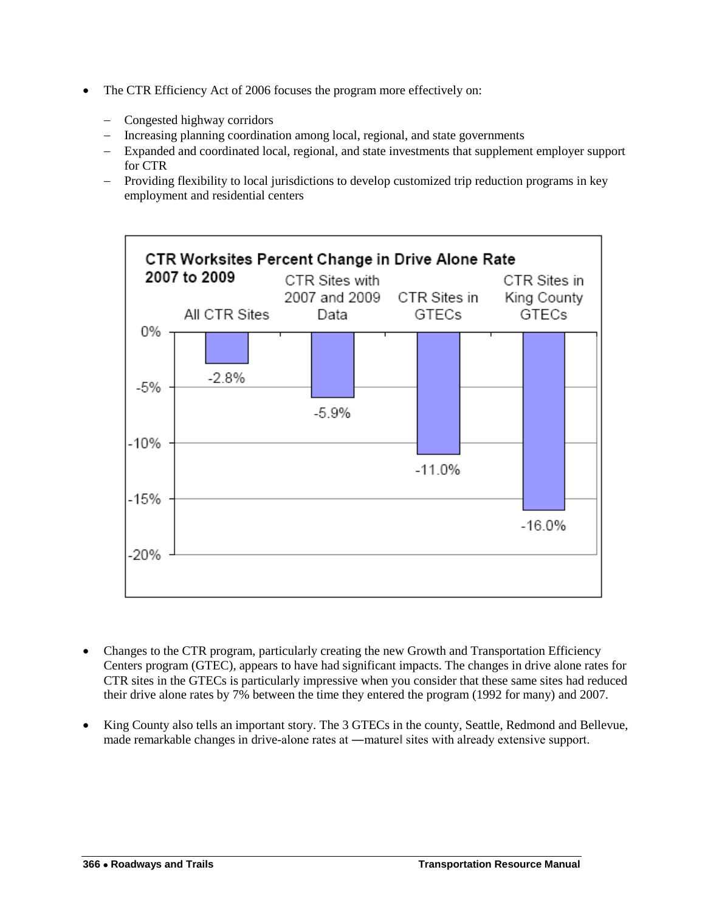- The CTR Efficiency Act of 2006 focuses the program more effectively on:
  - Congested highway corridors
  - Increasing planning coordination among local, regional, and state governments
  - Expanded and coordinated local, regional, and state investments that supplement employer support for CTR
  - Providing flexibility to local jurisdictions to develop customized trip reduction programs in key employment and residential centers

**CTR Worksites Percent Change in Drive Alone Rate 2007 to 2009**

| All CTR Sites | CTR Sites with 2007 and 2009 Data | CTR Sites in GTECs | CTR Sites in King County GTECs |
|---|---|---|---|
| -2.8% | -5.9% | -11.0% | -16.0% |

- Changes to the CTR program, particularly creating the new Growth and Transportation Efficiency Centers program (GTEC), appears to have had significant impacts. The changes in drive alone rates for CTR sites in the GTECs is particularly impressive when you consider that these same sites had reduced their drive alone rates by 7% between the time they entered the program (1992 for many) and 2007.

- King County also tells an important story. The 3 GTECs in the county, Seattle, Redmond and Bellevue, made remarkable changes in drive-alone rates at ―mature‖ sites with already extensive support.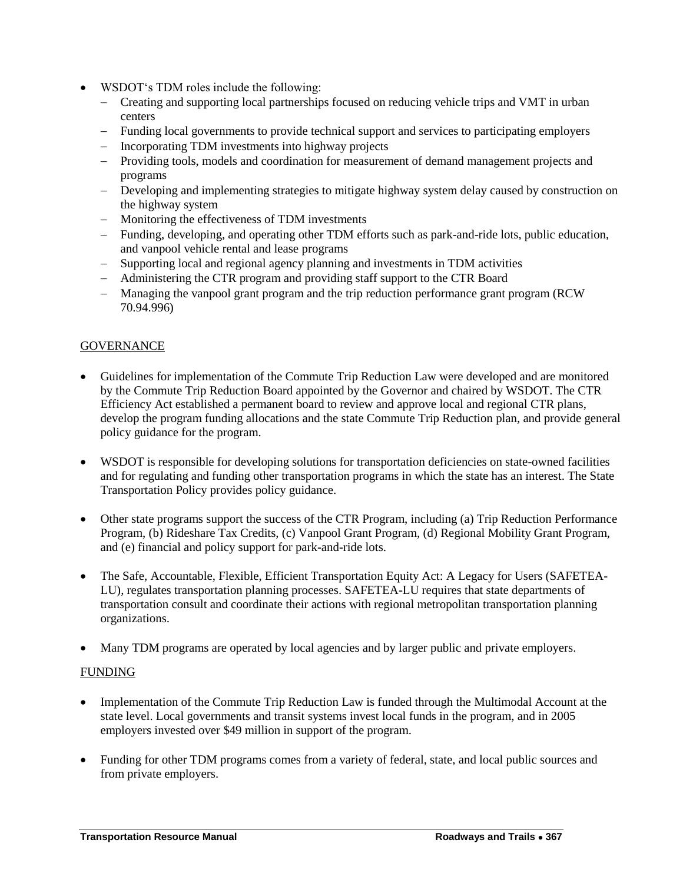- WSDOT's TDM roles include the following:
  - Creating and supporting local partnerships focused on reducing vehicle trips and VMT in urban centers
  - Funding local governments to provide technical support and services to participating employers
  - Incorporating TDM investments into highway projects
  - Providing tools, models and coordination for measurement of demand management projects and programs
  - Developing and implementing strategies to mitigate highway system delay caused by construction on the highway system
  - Monitoring the effectiveness of TDM investments
  - Funding, developing, and operating other TDM efforts such as park-and-ride lots, public education, and vanpool vehicle rental and lease programs
  - Supporting local and regional agency planning and investments in TDM activities
  - Administering the CTR program and providing staff support to the CTR Board
  - Managing the vanpool grant program and the trip reduction performance grant program (RCW 70.94.996)

GOVERNANCE

- Guidelines for implementation of the Commute Trip Reduction Law were developed and are monitored by the Commute Trip Reduction Board appointed by the Governor and chaired by WSDOT. The CTR Efficiency Act established a permanent board to review and approve local and regional CTR plans, develop the program funding allocations and the state Commute Trip Reduction plan, and provide general policy guidance for the program.

- WSDOT is responsible for developing solutions for transportation deficiencies on state-owned facilities and for regulating and funding other transportation programs in which the state has an interest. The State Transportation Policy provides policy guidance.

- Other state programs support the success of the CTR Program, including (a) Trip Reduction Performance Program, (b) Rideshare Tax Credits, (c) Vanpool Grant Program, (d) Regional Mobility Grant Program, and (e) financial and policy support for park-and-ride lots.

- The Safe, Accountable, Flexible, Efficient Transportation Equity Act: A Legacy for Users (SAFETEA-LU), regulates transportation planning processes. SAFETEA-LU requires that state departments of transportation consult and coordinate their actions with regional metropolitan transportation planning organizations.

- Many TDM programs are operated by local agencies and by larger public and private employers.

FUNDING

- Implementation of the Commute Trip Reduction Law is funded through the Multimodal Account at the state level. Local governments and transit systems invest local funds in the program, and in 2005 employers invested over $49 million in support of the program.

- Funding for other TDM programs comes from a variety of federal, state, and local public sources and from private employers.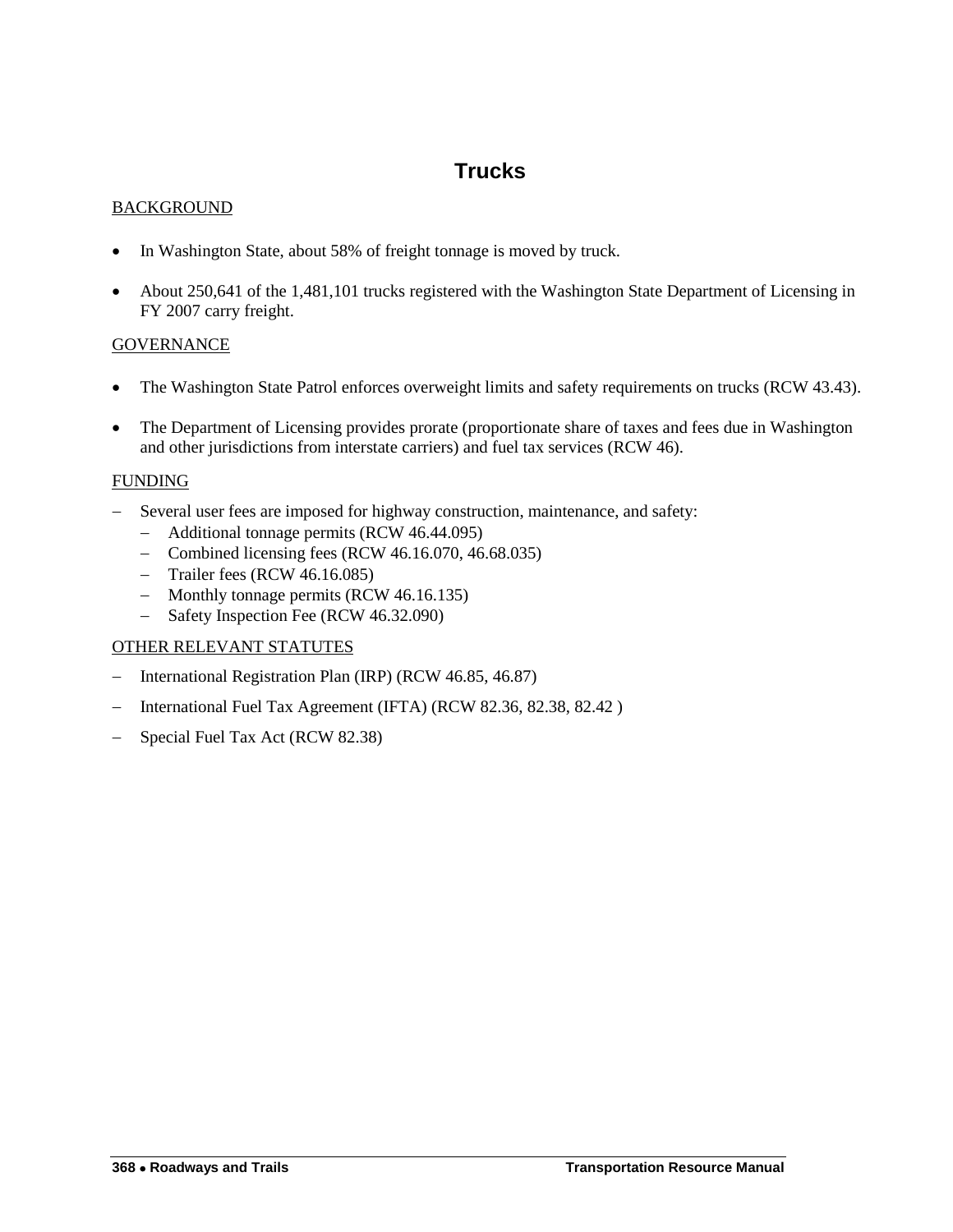# Trucks

BACKGROUND

- In Washington State, about 58% of freight tonnage is moved by truck.
- About 250,641 of the 1,481,101 trucks registered with the Washington State Department of Licensing in FY 2007 carry freight.

GOVERNANCE

- The Washington State Patrol enforces overweight limits and safety requirements on trucks (RCW 43.43).
- The Department of Licensing provides prorate (proportionate share of taxes and fees due in Washington and other jurisdictions from interstate carriers) and fuel tax services (RCW 46).

FUNDING

- Several user fees are imposed for highway construction, maintenance, and safety:
  - Additional tonnage permits (RCW 46.44.095)
  - Combined licensing fees (RCW 46.16.070, 46.68.035)
  - Trailer fees (RCW 46.16.085)
  - Monthly tonnage permits (RCW 46.16.135)
  - Safety Inspection Fee (RCW 46.32.090)

OTHER RELEVANT STATUTES

- International Registration Plan (IRP) (RCW 46.85, 46.87)
- International Fuel Tax Agreement (IFTA) (RCW 82.36, 82.38, 82.42 )
- Special Fuel Tax Act (RCW 82.38)